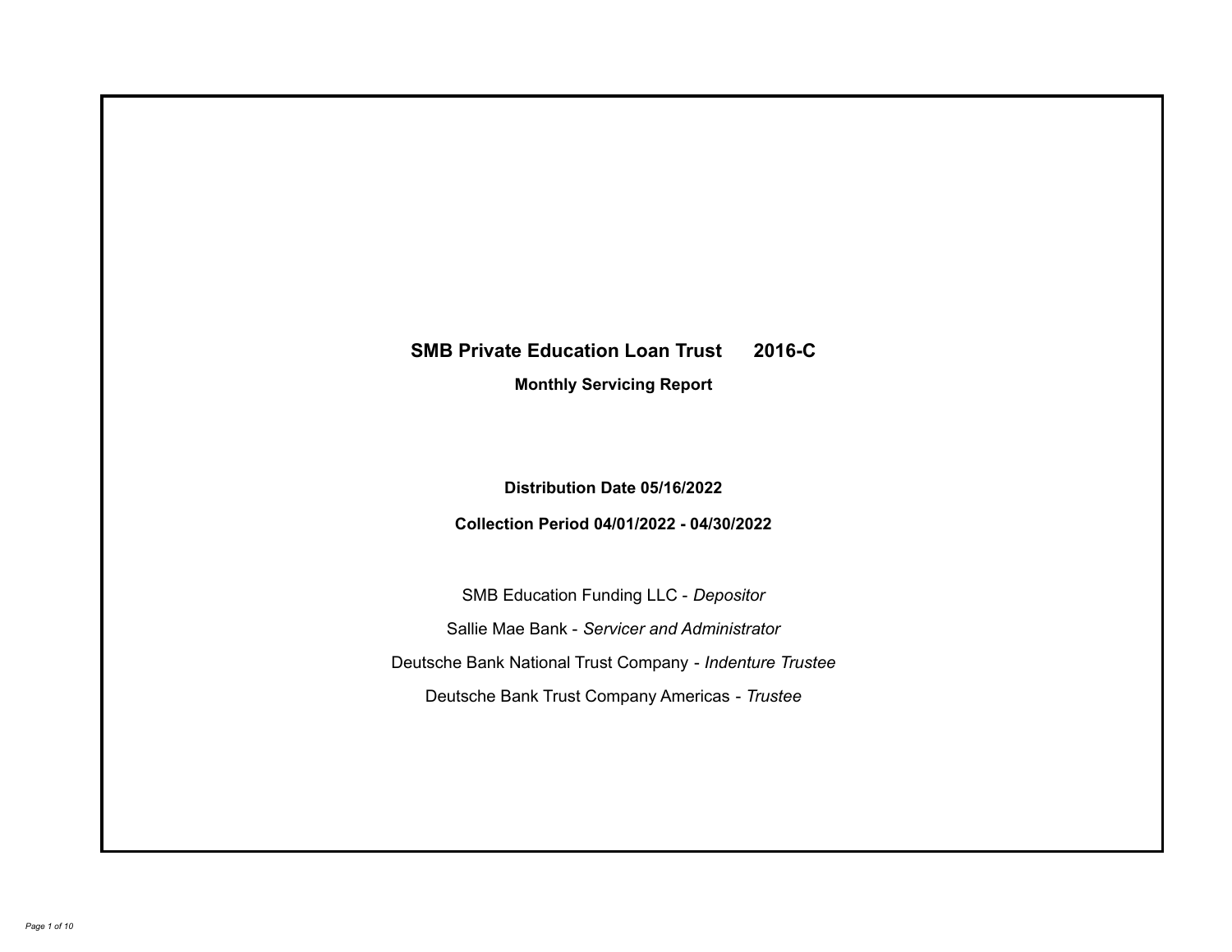# SMB Private Education Loan Trust 2016-C

## Monthly Servicing Report

**Distribution Date 05/16/2022**

**Collection Period 04/01/2022 - 04/30/2022**

SMB Education Funding LLC - *Depositor*

Sallie Mae Bank - *Servicer and Administrator*

Deutsche Bank National Trust Company - *Indenture Trustee*

Deutsche Bank Trust Company Americas - *Trustee*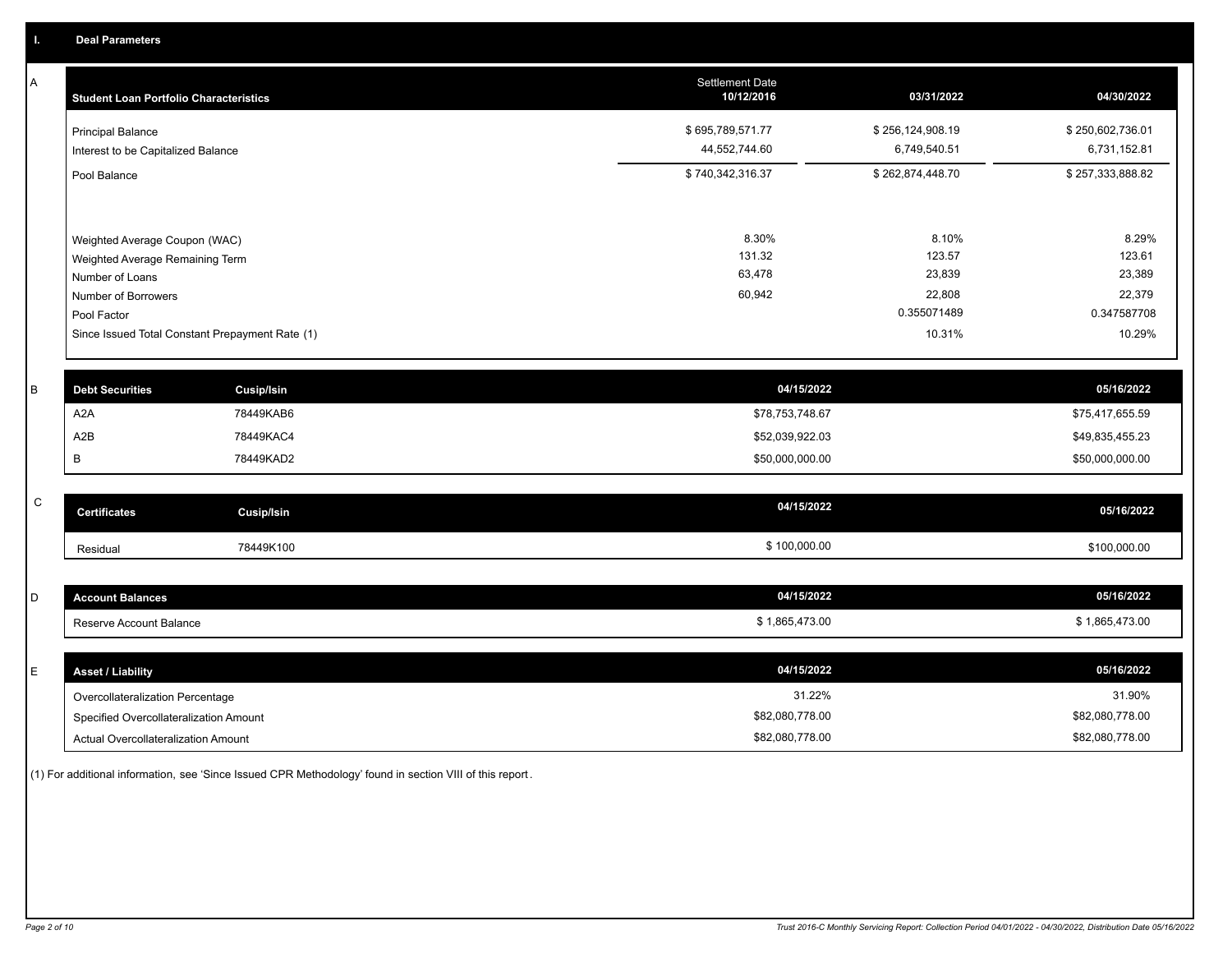## I. Deal Parameters

### A

| Student Loan Portfolio Characteristics | Settlement Date 10/12/2016 | 03/31/2022 | 04/30/2022 |
|---|---|---|---|
| Principal Balance | $ 695,789,571.77 | $ 256,124,908.19 | $ 250,602,736.01 |
| Interest to be Capitalized Balance | 44,552,744.60 | 6,749,540.51 | 6,731,152.81 |
| Pool Balance | $ 740,342,316.37 | $ 262,874,448.70 | $ 257,333,888.82 |
| Weighted Average Coupon (WAC) | 8.30% | 8.10% | 8.29% |
| Weighted Average Remaining Term | 131.32 | 123.57 | 123.61 |
| Number of Loans | 63,478 | 23,839 | 23,389 |
| Number of Borrowers | 60,942 | 22,808 | 22,379 |
| Pool Factor | | 0.355071489 | 0.347587708 |
| Since Issued Total Constant Prepayment Rate (1) | | 10.31% | 10.29% |

### B

| Debt Securities | Cusip/Isin | 04/15/2022 | 05/16/2022 |
|---|---|---|---|
| A2A | 78449KAB6 | $78,753,748.67 | $75,417,655.59 |
| A2B | 78449KAC4 | $52,039,922.03 | $49,835,455.23 |
| B | 78449KAD2 | $50,000,000.00 | $50,000,000.00 |

### C

| Certificates | Cusip/Isin | 04/15/2022 | 05/16/2022 |
|---|---|---|---|
| Residual | 78449K100 | $ 100,000.00 | $100,000.00 |

### D

| Account Balances | 04/15/2022 | 05/16/2022 |
|---|---|---|
| Reserve Account Balance | $ 1,865,473.00 | $ 1,865,473.00 |

### E

| Asset / Liability | 04/15/2022 | 05/16/2022 |
|---|---|---|
| Overcollateralization Percentage | 31.22% | 31.90% |
| Specified Overcollateralization Amount | $82,080,778.00 | $82,080,778.00 |
| Actual Overcollateralization Amount | $82,080,778.00 | $82,080,778.00 |

(1) For additional information, see 'Since Issued CPR Methodology' found in section VIII of this report.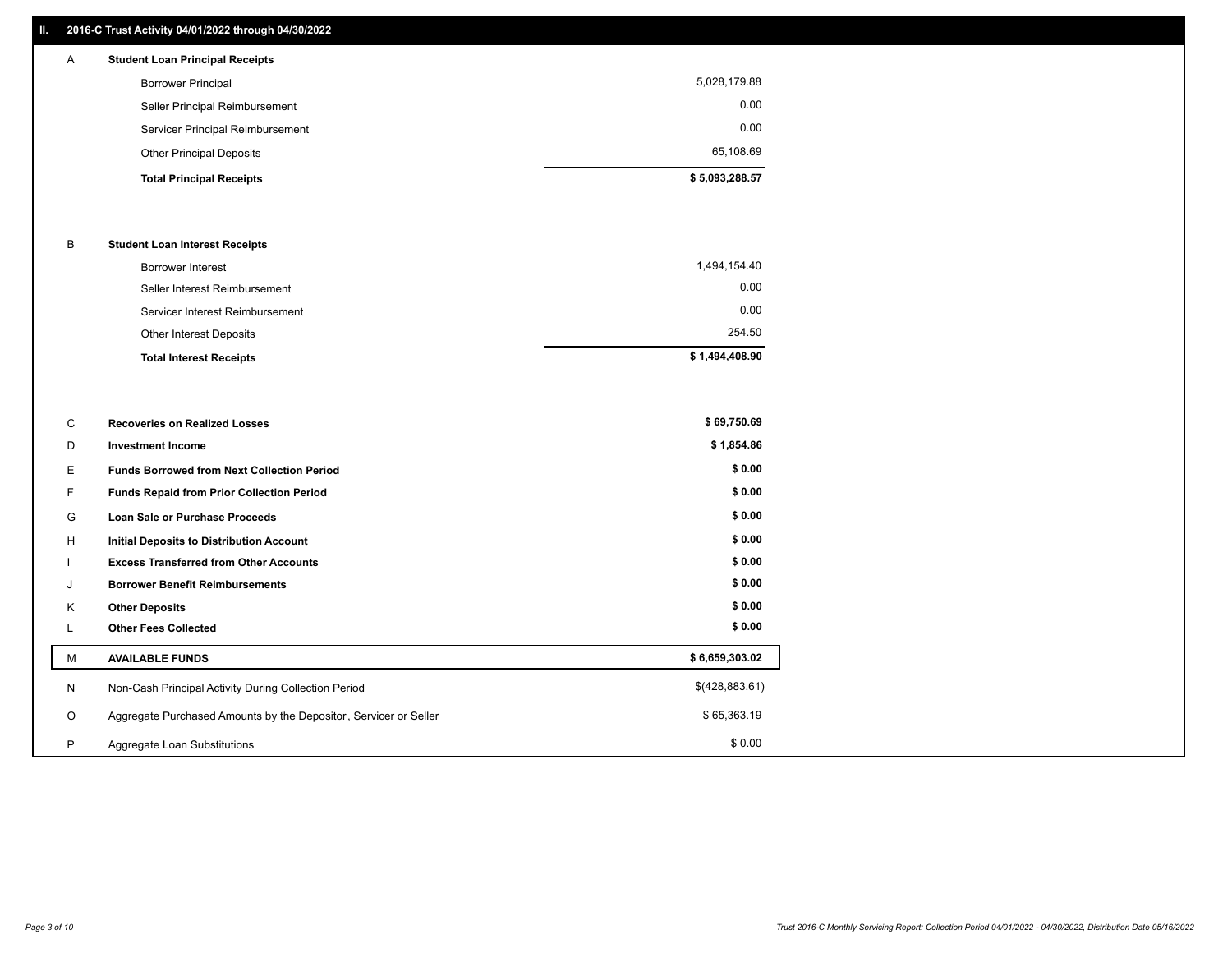## II. 2016-C Trust Activity 04/01/2022 through 04/30/2022

| | | |
|---|---|---|
| A | **Student Loan Principal Receipts** | |
| | Borrower Principal | 5,028,179.88 |
| | Seller Principal Reimbursement | 0.00 |
| | Servicer Principal Reimbursement | 0.00 |
| | Other Principal Deposits | 65,108.69 |
| | **Total Principal Receipts** | **$ 5,093,288.57** |
| B | **Student Loan Interest Receipts** | |
| | Borrower Interest | 1,494,154.40 |
| | Seller Interest Reimbursement | 0.00 |
| | Servicer Interest Reimbursement | 0.00 |
| | Other Interest Deposits | 254.50 |
| | **Total Interest Receipts** | **$ 1,494,408.90** |
| C | **Recoveries on Realized Losses** | **$ 69,750.69** |
| D | **Investment Income** | **$ 1,854.86** |
| E | **Funds Borrowed from Next Collection Period** | **$ 0.00** |
| F | **Funds Repaid from Prior Collection Period** | **$ 0.00** |
| G | **Loan Sale or Purchase Proceeds** | **$ 0.00** |
| H | **Initial Deposits to Distribution Account** | **$ 0.00** |
| I | **Excess Transferred from Other Accounts** | **$ 0.00** |
| J | **Borrower Benefit Reimbursements** | **$ 0.00** |
| K | **Other Deposits** | **$ 0.00** |
| L | **Other Fees Collected** | **$ 0.00** |
| M | **AVAILABLE FUNDS** | **$ 6,659,303.02** |
| N | Non-Cash Principal Activity During Collection Period | $(428,883.61) |
| O | Aggregate Purchased Amounts by the Depositor, Servicer or Seller | $ 65,363.19 |
| P | Aggregate Loan Substitutions | $ 0.00 |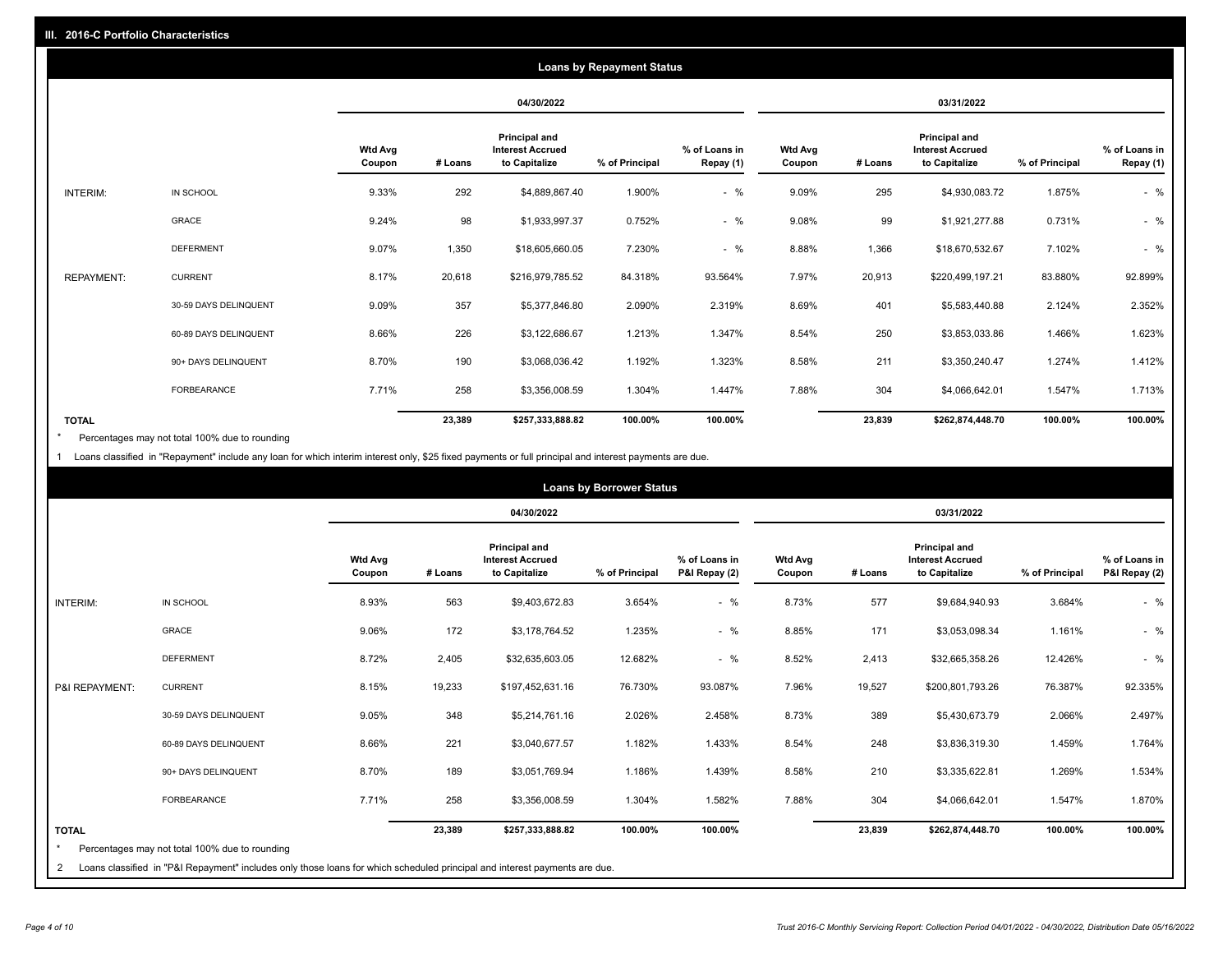## III. 2016-C Portfolio Characteristics

### Loans by Repayment Status

| | | 04/30/2022 | | | | | 03/31/2022 | | | | |
|---|---|---|---|---|---|---|---|---|---|---|---|
| | | Wtd Avg Coupon | # Loans | Principal and Interest Accrued to Capitalize | % of Principal | % of Loans in Repay (1) | Wtd Avg Coupon | # Loans | Principal and Interest Accrued to Capitalize | % of Principal | % of Loans in Repay (1) |
| INTERIM: | IN SCHOOL | 9.33% | 292 | $4,889,867.40 | 1.900% | - % | 9.09% | 295 | $4,930,083.72 | 1.875% | - % |
| | GRACE | 9.24% | 98 | $1,933,997.37 | 0.752% | - % | 9.08% | 99 | $1,921,277.88 | 0.731% | - % |
| | DEFERMENT | 9.07% | 1,350 | $18,605,660.05 | 7.230% | - % | 8.88% | 1,366 | $18,670,532.67 | 7.102% | - % |
| REPAYMENT: | CURRENT | 8.17% | 20,618 | $216,979,785.52 | 84.318% | 93.564% | 7.97% | 20,913 | $220,499,197.21 | 83.880% | 92.899% |
| | 30-59 DAYS DELINQUENT | 9.09% | 357 | $5,377,846.80 | 2.090% | 2.319% | 8.69% | 401 | $5,583,440.88 | 2.124% | 2.352% |
| | 60-89 DAYS DELINQUENT | 8.66% | 226 | $3,122,686.67 | 1.213% | 1.347% | 8.54% | 250 | $3,853,033.86 | 1.466% | 1.623% |
| | 90+ DAYS DELINQUENT | 8.70% | 190 | $3,068,036.42 | 1.192% | 1.323% | 8.58% | 211 | $3,350,240.47 | 1.274% | 1.412% |
| | FORBEARANCE | 7.71% | 258 | $3,356,008.59 | 1.304% | 1.447% | 7.88% | 304 | $4,066,642.01 | 1.547% | 1.713% |
| TOTAL | | | 23,389 | $257,333,888.82 | 100.00% | 100.00% | | 23,839 | $262,874,448.70 | 100.00% | 100.00% |

\* Percentages may not total 100% due to rounding

1 Loans classified in "Repayment" include any loan for which interim interest only, $25 fixed payments or full principal and interest payments are due.

### Loans by Borrower Status

| | | 04/30/2022 | | | | | 03/31/2022 | | | | |
|---|---|---|---|---|---|---|---|---|---|---|---|
| | | Wtd Avg Coupon | # Loans | Principal and Interest Accrued to Capitalize | % of Principal | % of Loans in P&I Repay (2) | Wtd Avg Coupon | # Loans | Principal and Interest Accrued to Capitalize | % of Principal | % of Loans in P&I Repay (2) |
| INTERIM: | IN SCHOOL | 8.93% | 563 | $9,403,672.83 | 3.654% | - % | 8.73% | 577 | $9,684,940.93 | 3.684% | - % |
| | GRACE | 9.06% | 172 | $3,178,764.52 | 1.235% | - % | 8.85% | 171 | $3,053,098.34 | 1.161% | - % |
| | DEFERMENT | 8.72% | 2,405 | $32,635,603.05 | 12.682% | - % | 8.52% | 2,413 | $32,665,358.26 | 12.426% | - % |
| P&I REPAYMENT: | CURRENT | 8.15% | 19,233 | $197,452,631.16 | 76.730% | 93.087% | 7.96% | 19,527 | $200,801,793.26 | 76.387% | 92.335% |
| | 30-59 DAYS DELINQUENT | 9.05% | 348 | $5,214,761.16 | 2.026% | 2.458% | 8.73% | 389 | $5,430,673.79 | 2.066% | 2.497% |
| | 60-89 DAYS DELINQUENT | 8.66% | 221 | $3,040,677.57 | 1.182% | 1.433% | 8.54% | 248 | $3,836,319.30 | 1.459% | 1.764% |
| | 90+ DAYS DELINQUENT | 8.70% | 189 | $3,051,769.94 | 1.186% | 1.439% | 8.58% | 210 | $3,335,622.81 | 1.269% | 1.534% |
| | FORBEARANCE | 7.71% | 258 | $3,356,008.59 | 1.304% | 1.582% | 7.88% | 304 | $4,066,642.01 | 1.547% | 1.870% |
| TOTAL | | | 23,389 | $257,333,888.82 | 100.00% | 100.00% | | 23,839 | $262,874,448.70 | 100.00% | 100.00% |

\* Percentages may not total 100% due to rounding

2 Loans classified in "P&I Repayment" includes only those loans for which scheduled principal and interest payments are due.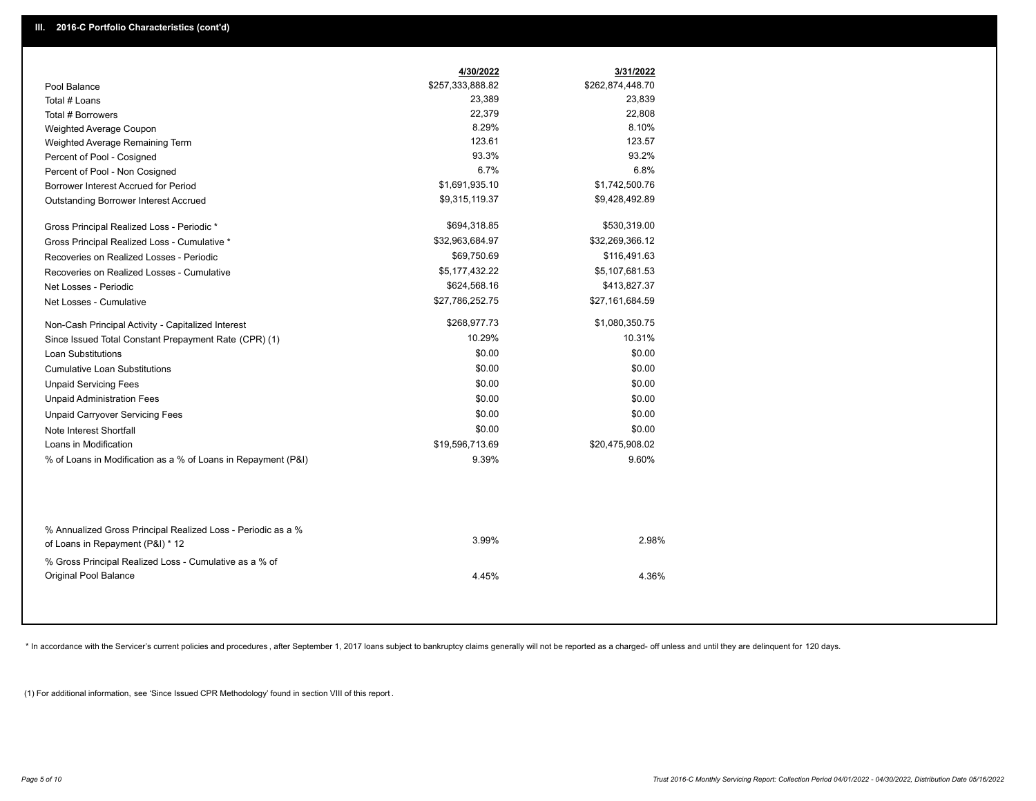## III. 2016-C Portfolio Characteristics (cont'd)

| | 4/30/2022 | 3/31/2022 |
|---|---|---|
| Pool Balance | $257,333,888.82 | $262,874,448.70 |
| Total # Loans | 23,389 | 23,839 |
| Total # Borrowers | 22,379 | 22,808 |
| Weighted Average Coupon | 8.29% | 8.10% |
| Weighted Average Remaining Term | 123.61 | 123.57 |
| Percent of Pool - Cosigned | 93.3% | 93.2% |
| Percent of Pool - Non Cosigned | 6.7% | 6.8% |
| Borrower Interest Accrued for Period | $1,691,935.10 | $1,742,500.76 |
| Outstanding Borrower Interest Accrued | $9,315,119.37 | $9,428,492.89 |
| Gross Principal Realized Loss - Periodic * | $694,318.85 | $530,319.00 |
| Gross Principal Realized Loss - Cumulative * | $32,963,684.97 | $32,269,366.12 |
| Recoveries on Realized Losses - Periodic | $69,750.69 | $116,491.63 |
| Recoveries on Realized Losses - Cumulative | $5,177,432.22 | $5,107,681.53 |
| Net Losses - Periodic | $624,568.16 | $413,827.37 |
| Net Losses - Cumulative | $27,786,252.75 | $27,161,684.59 |
| Non-Cash Principal Activity - Capitalized Interest | $268,977.73 | $1,080,350.75 |
| Since Issued Total Constant Prepayment Rate (CPR) (1) | 10.29% | 10.31% |
| Loan Substitutions | $0.00 | $0.00 |
| Cumulative Loan Substitutions | $0.00 | $0.00 |
| Unpaid Servicing Fees | $0.00 | $0.00 |
| Unpaid Administration Fees | $0.00 | $0.00 |
| Unpaid Carryover Servicing Fees | $0.00 | $0.00 |
| Note Interest Shortfall | $0.00 | $0.00 |
| Loans in Modification | $19,596,713.69 | $20,475,908.02 |
| % of Loans in Modification as a % of Loans in Repayment (P&I) | 9.39% | 9.60% |
| % Annualized Gross Principal Realized Loss - Periodic as a % of Loans in Repayment (P&I) * 12 | 3.99% | 2.98% |
| % Gross Principal Realized Loss - Cumulative as a % of Original Pool Balance | 4.45% | 4.36% |

* In accordance with the Servicer's current policies and procedures, after September 1, 2017 loans subject to bankruptcy claims generally will not be reported as a charged- off unless and until they are delinquent for 120 days.

(1) For additional information, see 'Since Issued CPR Methodology' found in section VIII of this report .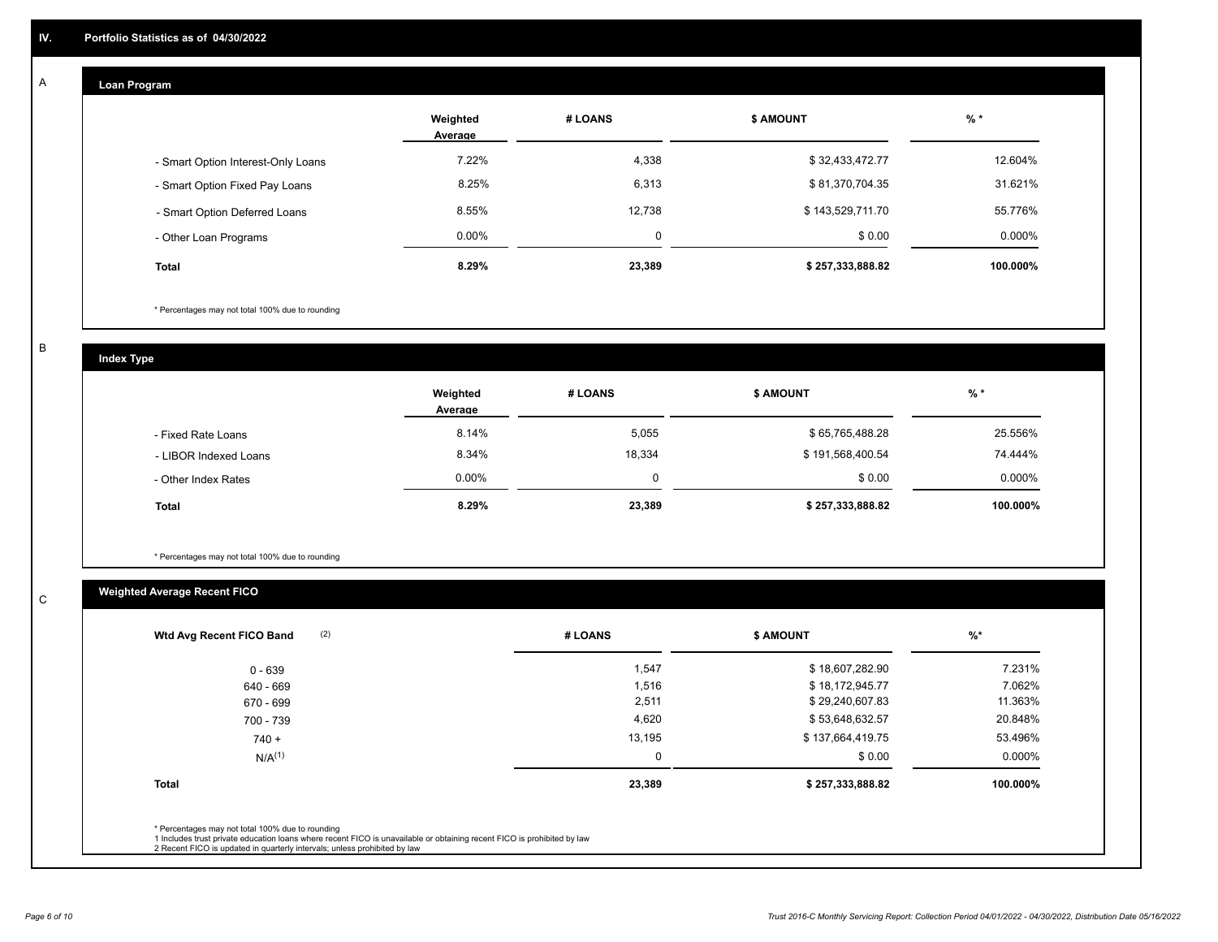## IV. Portfolio Statistics as of 04/30/2022

### A Loan Program

| | Weighted Average | # LOANS | $ AMOUNT | % * |
|---|---|---|---|---|
| - Smart Option Interest-Only Loans | 7.22% | 4,338 | $ 32,433,472.77 | 12.604% |
| - Smart Option Fixed Pay Loans | 8.25% | 6,313 | $ 81,370,704.35 | 31.621% |
| - Smart Option Deferred Loans | 8.55% | 12,738 | $ 143,529,711.70 | 55.776% |
| - Other Loan Programs | 0.00% | 0 | $ 0.00 | 0.000% |
| **Total** | **8.29%** | **23,389** | **$ 257,333,888.82** | **100.000%** |

\* Percentages may not total 100% due to rounding

### B Index Type

| | Weighted Average | # LOANS | $ AMOUNT | % * |
|---|---|---|---|---|
| - Fixed Rate Loans | 8.14% | 5,055 | $ 65,765,488.28 | 25.556% |
| - LIBOR Indexed Loans | 8.34% | 18,334 | $ 191,568,400.54 | 74.444% |
| - Other Index Rates | 0.00% | 0 | $ 0.00 | 0.000% |
| **Total** | **8.29%** | **23,389** | **$ 257,333,888.82** | **100.000%** |

\* Percentages may not total 100% due to rounding

### C Weighted Average Recent FICO

| Wtd Avg Recent FICO Band (2) | # LOANS | $ AMOUNT | %* |
|---|---|---|---|
| 0 - 639 | 1,547 | $ 18,607,282.90 | 7.231% |
| 640 - 669 | 1,516 | $ 18,172,945.77 | 7.062% |
| 670 - 699 | 2,511 | $ 29,240,607.83 | 11.363% |
| 700 - 739 | 4,620 | $ 53,648,632.57 | 20.848% |
| 740 + | 13,195 | $ 137,664,419.75 | 53.496% |
| N/A(1) | 0 | $ 0.00 | 0.000% |
| **Total** | **23,389** | **$ 257,333,888.82** | **100.000%** |

\* Percentages may not total 100% due to rounding
1 Includes trust private education loans where recent FICO is unavailable or obtaining recent FICO is prohibited by law
2 Recent FICO is updated in quarterly intervals; unless prohibited by law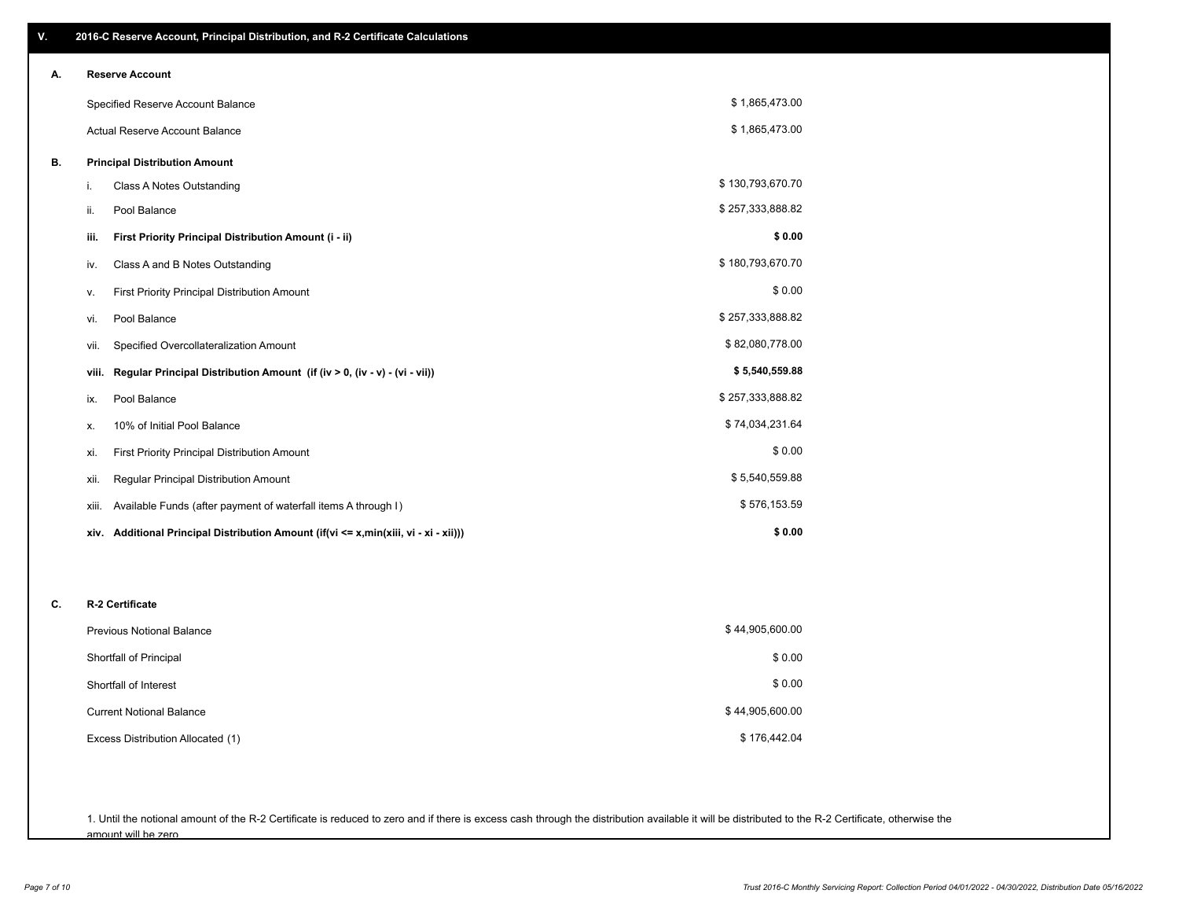## V. 2016-C Reserve Account, Principal Distribution, and R-2 Certificate Calculations

### A. Reserve Account

| | |
|---|---|
| Specified Reserve Account Balance | $ 1,865,473.00 |
| Actual Reserve Account Balance | $ 1,865,473.00 |

### B. Principal Distribution Amount

| | | |
|---|---|---|
| i. | Class A Notes Outstanding | $ 130,793,670.70 |
| ii. | Pool Balance | $ 257,333,888.82 |
| **iii.** | **First Priority Principal Distribution Amount (i - ii)** | **$ 0.00** |
| iv. | Class A and B Notes Outstanding | $ 180,793,670.70 |
| v. | First Priority Principal Distribution Amount | $ 0.00 |
| vi. | Pool Balance | $ 257,333,888.82 |
| vii. | Specified Overcollateralization Amount | $ 82,080,778.00 |
| **viii.** | **Regular Principal Distribution Amount (if (iv > 0, (iv - v) - (vi - vii))** | **$ 5,540,559.88** |
| ix. | Pool Balance | $ 257,333,888.82 |
| x. | 10% of Initial Pool Balance | $ 74,034,231.64 |
| xi. | First Priority Principal Distribution Amount | $ 0.00 |
| xii. | Regular Principal Distribution Amount | $ 5,540,559.88 |
| xiii. | Available Funds (after payment of waterfall items A through I) | $ 576,153.59 |
| **xiv.** | **Additional Principal Distribution Amount (if(vi <= x,min(xiii, vi - xi - xii)))** | **$ 0.00** |

### C. R-2 Certificate

| | |
|---|---|
| Previous Notional Balance | $ 44,905,600.00 |
| Shortfall of Principal | $ 0.00 |
| Shortfall of Interest | $ 0.00 |
| Current Notional Balance | $ 44,905,600.00 |
| Excess Distribution Allocated (1) | $ 176,442.04 |

1. Until the notional amount of the R-2 Certificate is reduced to zero and if there is excess cash through the distribution available it will be distributed to the R-2 Certificate, otherwise the amount will be zero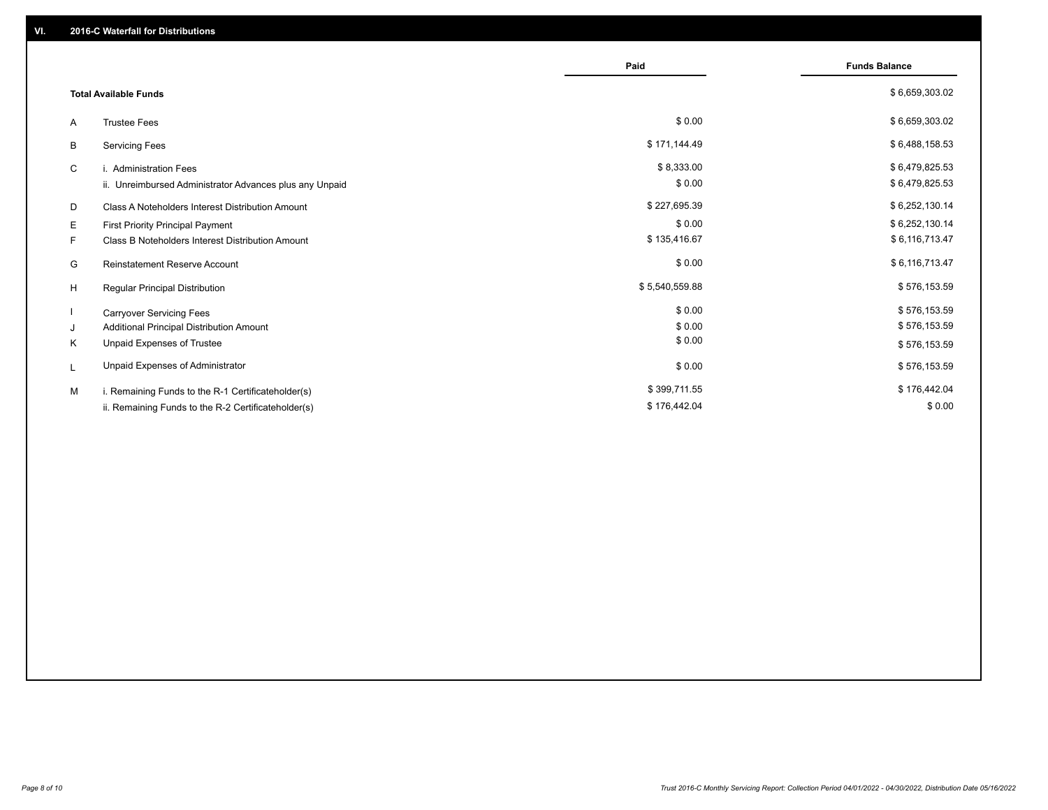## VI. 2016-C Waterfall for Distributions

| | | Paid | Funds Balance |
|---|---|---|---|
| | **Total Available Funds** | | $ 6,659,303.02 |
| A | Trustee Fees | $ 0.00 | $ 6,659,303.02 |
| B | Servicing Fees | $ 171,144.49 | $ 6,488,158.53 |
| C | i. Administration Fees | $ 8,333.00 | $ 6,479,825.53 |
| | ii. Unreimbursed Administrator Advances plus any Unpaid | $ 0.00 | $ 6,479,825.53 |
| D | Class A Noteholders Interest Distribution Amount | $ 227,695.39 | $ 6,252,130.14 |
| E | First Priority Principal Payment | $ 0.00 | $ 6,252,130.14 |
| F | Class B Noteholders Interest Distribution Amount | $ 135,416.67 | $ 6,116,713.47 |
| G | Reinstatement Reserve Account | $ 0.00 | $ 6,116,713.47 |
| H | Regular Principal Distribution | $ 5,540,559.88 | $ 576,153.59 |
| I | Carryover Servicing Fees | $ 0.00 | $ 576,153.59 |
| J | Additional Principal Distribution Amount | $ 0.00 | $ 576,153.59 |
| K | Unpaid Expenses of Trustee | $ 0.00 | $ 576,153.59 |
| L | Unpaid Expenses of Administrator | $ 0.00 | $ 576,153.59 |
| M | i. Remaining Funds to the R-1 Certificateholder(s) | $ 399,711.55 | $ 176,442.04 |
| | ii. Remaining Funds to the R-2 Certificateholder(s) | $ 176,442.04 | $ 0.00 |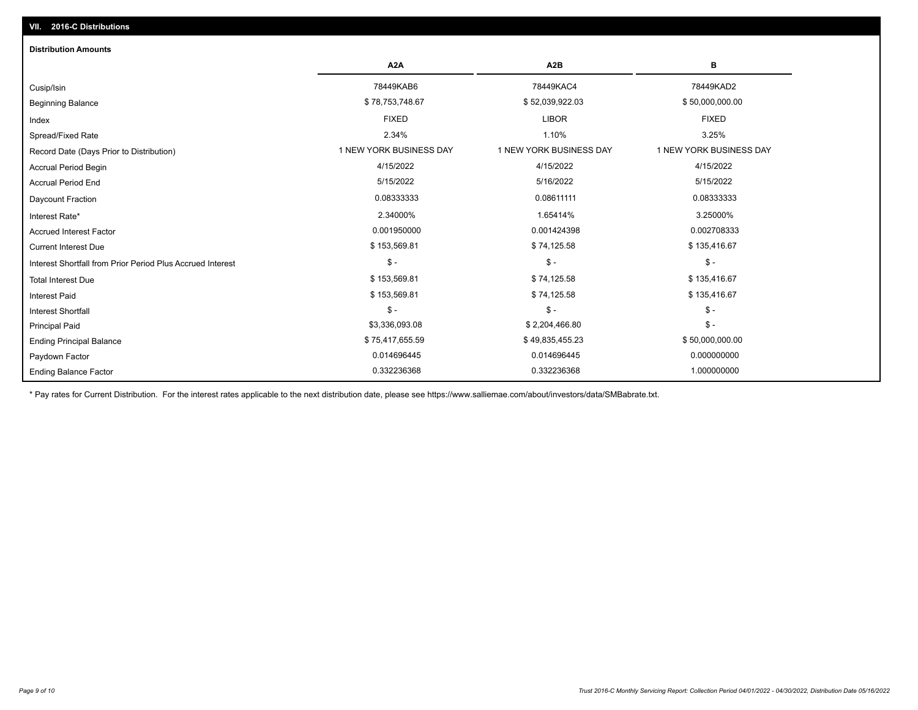## VII. 2016-C Distributions

**Distribution Amounts**

| | A2A | A2B | B |
|---|---|---|---|
| Cusip/Isin | 78449KAB6 | 78449KAC4 | 78449KAD2 |
| Beginning Balance | $ 78,753,748.67 | $ 52,039,922.03 | $ 50,000,000.00 |
| Index | FIXED | LIBOR | FIXED |
| Spread/Fixed Rate | 2.34% | 1.10% | 3.25% |
| Record Date (Days Prior to Distribution) | 1 NEW YORK BUSINESS DAY | 1 NEW YORK BUSINESS DAY | 1 NEW YORK BUSINESS DAY |
| Accrual Period Begin | 4/15/2022 | 4/15/2022 | 4/15/2022 |
| Accrual Period End | 5/15/2022 | 5/16/2022 | 5/15/2022 |
| Daycount Fraction | 0.08333333 | 0.08611111 | 0.08333333 |
| Interest Rate* | 2.34000% | 1.65414% | 3.25000% |
| Accrued Interest Factor | 0.001950000 | 0.001424398 | 0.002708333 |
| Current Interest Due | $ 153,569.81 | $ 74,125.58 | $ 135,416.67 |
| Interest Shortfall from Prior Period Plus Accrued Interest | $ - | $ - | $ - |
| Total Interest Due | $ 153,569.81 | $ 74,125.58 | $ 135,416.67 |
| Interest Paid | $ 153,569.81 | $ 74,125.58 | $ 135,416.67 |
| Interest Shortfall | $ - | $ - | $ - |
| Principal Paid | $3,336,093.08 | $ 2,204,466.80 | $ - |
| Ending Principal Balance | $ 75,417,655.59 | $ 49,835,455.23 | $ 50,000,000.00 |
| Paydown Factor | 0.014696445 | 0.014696445 | 0.000000000 |
| Ending Balance Factor | 0.332236368 | 0.332236368 | 1.000000000 |

* Pay rates for Current Distribution. For the interest rates applicable to the next distribution date, please see https://www.salliemae.com/about/investors/data/SMBabrate.txt.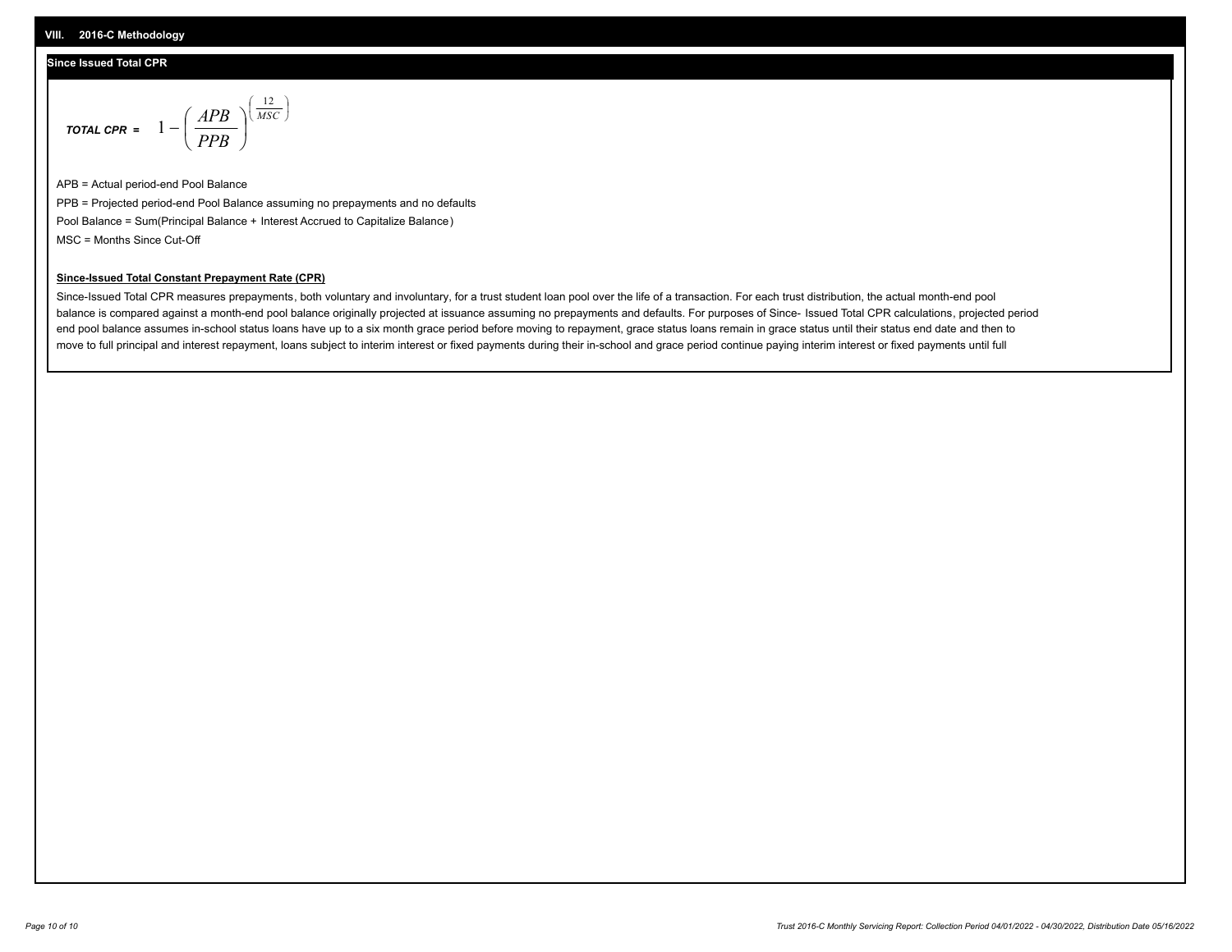## VIII. 2016-C Methodology

### Since Issued Total CPR

$$\textit{TOTAL CPR} = 1 - \left( \frac{APB}{PPB} \right)^{\left( \frac{12}{MSC} \right)}$$

APB = Actual period-end Pool Balance

PPB = Projected period-end Pool Balance assuming no prepayments and no defaults

Pool Balance = Sum(Principal Balance + Interest Accrued to Capitalize Balance)

MSC = Months Since Cut-Off

**Since-Issued Total Constant Prepayment Rate (CPR)**

Since-Issued Total CPR measures prepayments, both voluntary and involuntary, for a trust student loan pool over the life of a transaction. For each trust distribution, the actual month-end pool balance is compared against a month-end pool balance originally projected at issuance assuming no prepayments and defaults. For purposes of Since- Issued Total CPR calculations, projected period end pool balance assumes in-school status loans have up to a six month grace period before moving to repayment, grace status loans remain in grace status until their status end date and then to move to full principal and interest repayment, loans subject to interim interest or fixed payments during their in-school and grace period continue paying interim interest or fixed payments until full